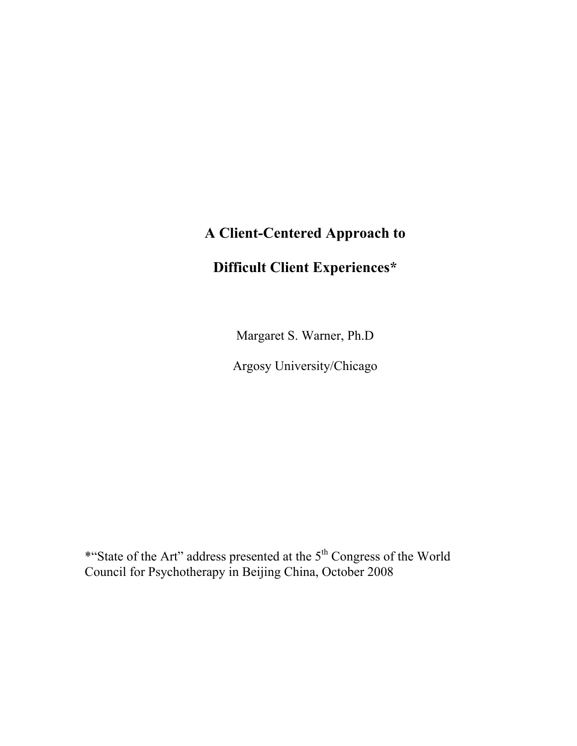# A Client-Centered Approach to Difficult Client Experiences*

Margaret S. Warner, Ph.D

Argosy University/Chicago

*"State of the Art" address presented at the 5th Congress of the World Council for Psychotherapy in Beijing China, October 2008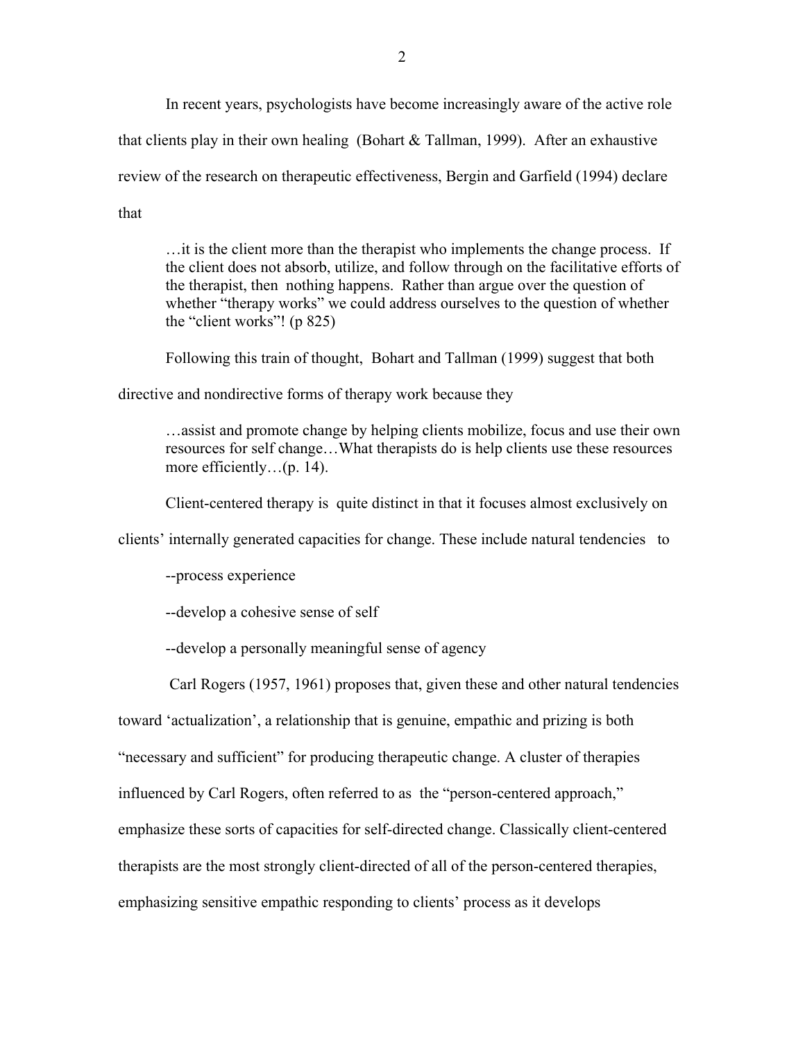In recent years, psychologists have become increasingly aware of the active role that clients play in their own healing (Bohart & Tallman, 1999). After an exhaustive review of the research on therapeutic effectiveness, Bergin and Garfield (1994) declare that

> …it is the client more than the therapist who implements the change process. If the client does not absorb, utilize, and follow through on the facilitative efforts of the therapist, then nothing happens. Rather than argue over the question of whether "therapy works" we could address ourselves to the question of whether the "client works"! (p 825)

Following this train of thought, Bohart and Tallman (1999) suggest that both directive and nondirective forms of therapy work because they

> …assist and promote change by helping clients mobilize, focus and use their own resources for self change…What therapists do is help clients use these resources more efficiently…(p. 14).

Client-centered therapy is quite distinct in that it focuses almost exclusively on clients' internally generated capacities for change. These include natural tendencies to

--process experience

--develop a cohesive sense of self

--develop a personally meaningful sense of agency

Carl Rogers (1957, 1961) proposes that, given these and other natural tendencies toward 'actualization', a relationship that is genuine, empathic and prizing is both "necessary and sufficient" for producing therapeutic change. A cluster of therapies influenced by Carl Rogers, often referred to as the "person-centered approach," emphasize these sorts of capacities for self-directed change. Classically client-centered therapists are the most strongly client-directed of all of the person-centered therapies, emphasizing sensitive empathic responding to clients' process as it develops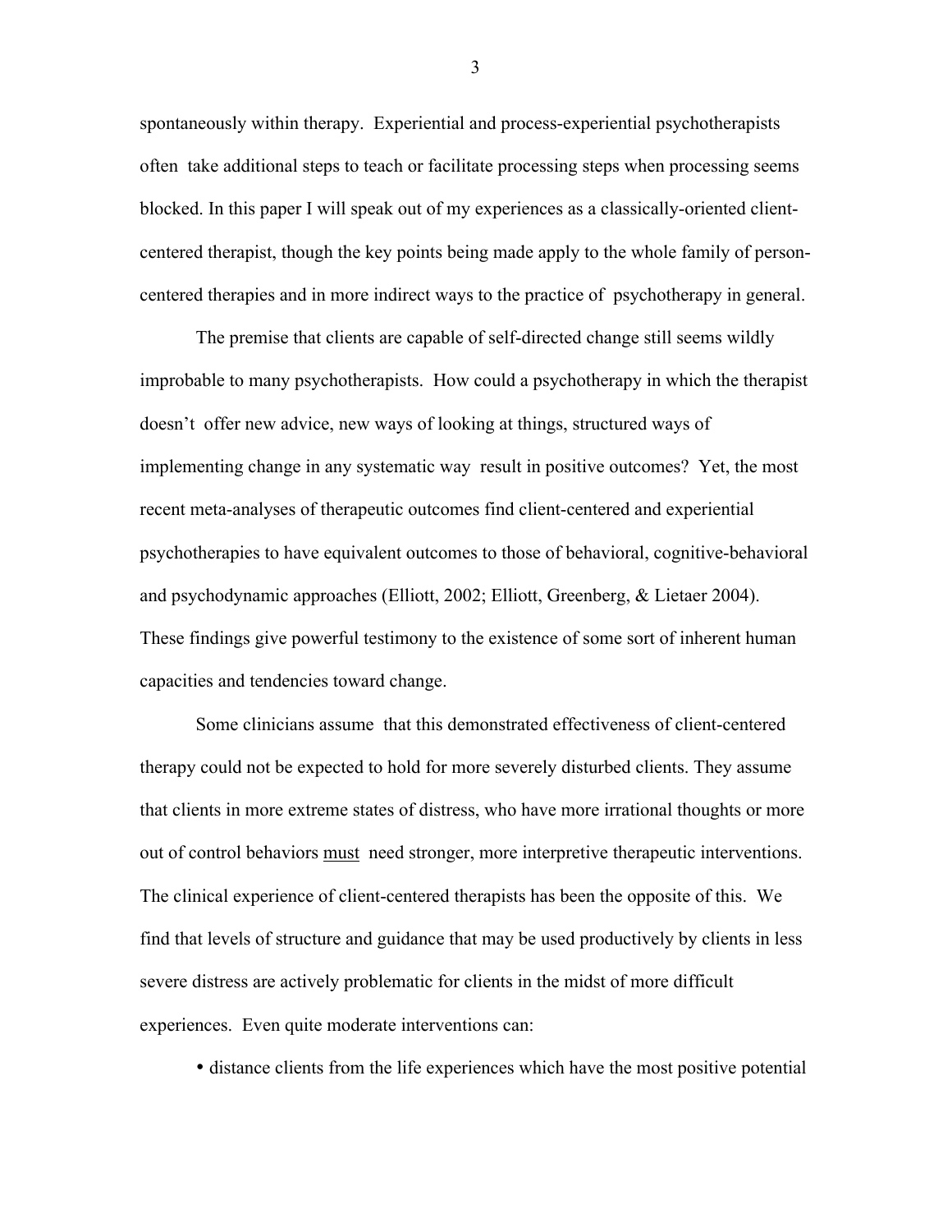spontaneously within therapy. Experiential and process-experiential psychotherapists often take additional steps to teach or facilitate processing steps when processing seems blocked. In this paper I will speak out of my experiences as a classically-oriented client-centered therapist, though the key points being made apply to the whole family of person-centered therapies and in more indirect ways to the practice of psychotherapy in general.

The premise that clients are capable of self-directed change still seems wildly improbable to many psychotherapists. How could a psychotherapy in which the therapist doesn't offer new advice, new ways of looking at things, structured ways of implementing change in any systematic way result in positive outcomes? Yet, the most recent meta-analyses of therapeutic outcomes find client-centered and experiential psychotherapies to have equivalent outcomes to those of behavioral, cognitive-behavioral and psychodynamic approaches (Elliott, 2002; Elliott, Greenberg, & Lietaer 2004). These findings give powerful testimony to the existence of some sort of inherent human capacities and tendencies toward change.

Some clinicians assume that this demonstrated effectiveness of client-centered therapy could not be expected to hold for more severely disturbed clients. They assume that clients in more extreme states of distress, who have more irrational thoughts or more out of control behaviors <u>must</u> need stronger, more interpretive therapeutic interventions. The clinical experience of client-centered therapists has been the opposite of this. We find that levels of structure and guidance that may be used productively by clients in less severe distress are actively problematic for clients in the midst of more difficult experiences. Even quite moderate interventions can:

- distance clients from the life experiences which have the most positive potential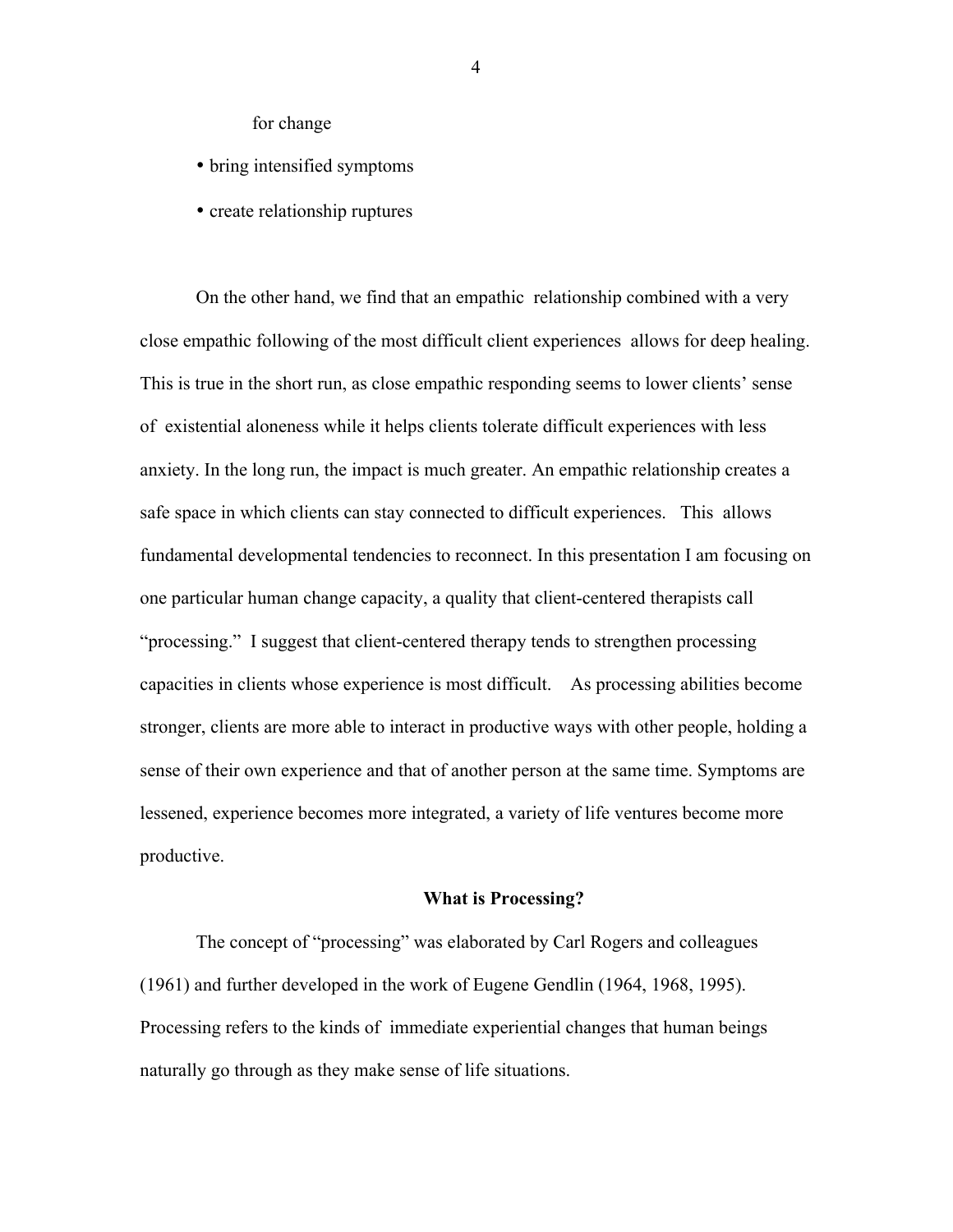for change

- bring intensified symptoms
- create relationship ruptures

On the other hand, we find that an empathic relationship combined with a very close empathic following of the most difficult client experiences allows for deep healing. This is true in the short run, as close empathic responding seems to lower clients' sense of existential aloneness while it helps clients tolerate difficult experiences with less anxiety. In the long run, the impact is much greater. An empathic relationship creates a safe space in which clients can stay connected to difficult experiences. This allows fundamental developmental tendencies to reconnect. In this presentation I am focusing on one particular human change capacity, a quality that client-centered therapists call "processing." I suggest that client-centered therapy tends to strengthen processing capacities in clients whose experience is most difficult. As processing abilities become stronger, clients are more able to interact in productive ways with other people, holding a sense of their own experience and that of another person at the same time. Symptoms are lessened, experience becomes more integrated, a variety of life ventures become more productive.

## What is Processing?

The concept of "processing" was elaborated by Carl Rogers and colleagues (1961) and further developed in the work of Eugene Gendlin (1964, 1968, 1995). Processing refers to the kinds of immediate experiential changes that human beings naturally go through as they make sense of life situations.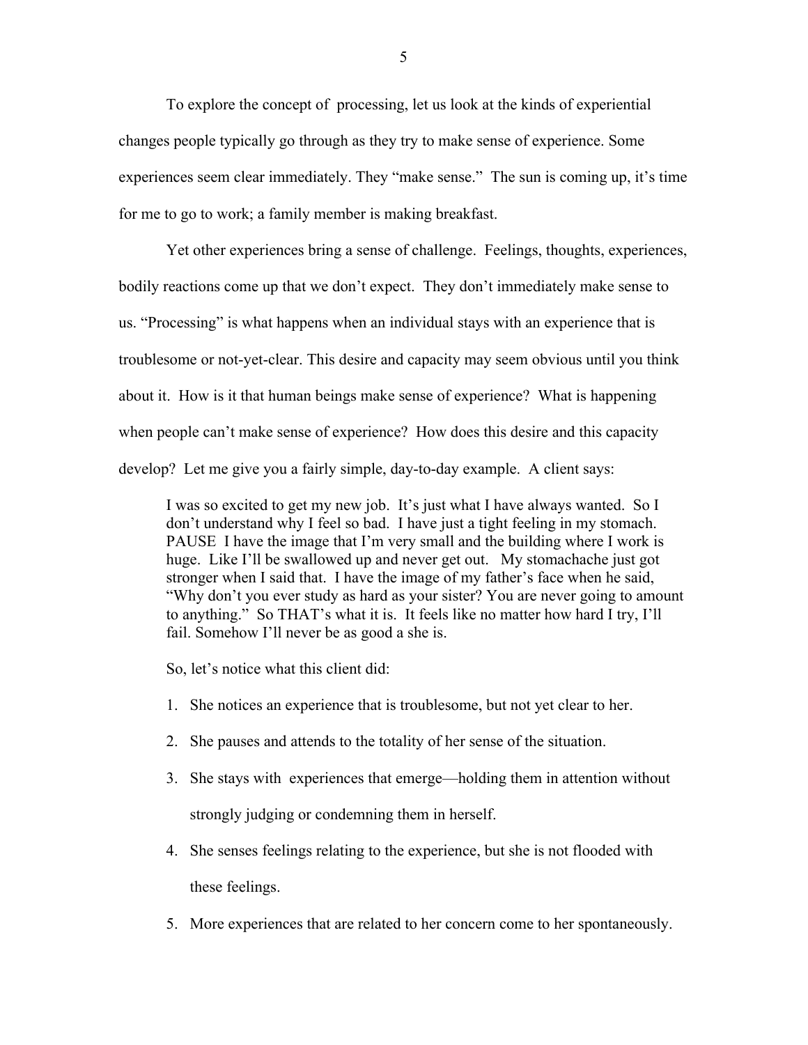To explore the concept of processing, let us look at the kinds of experiential changes people typically go through as they try to make sense of experience. Some experiences seem clear immediately. They "make sense." The sun is coming up, it's time for me to go to work; a family member is making breakfast.

Yet other experiences bring a sense of challenge. Feelings, thoughts, experiences, bodily reactions come up that we don't expect. They don't immediately make sense to us. "Processing" is what happens when an individual stays with an experience that is troublesome or not-yet-clear. This desire and capacity may seem obvious until you think about it. How is it that human beings make sense of experience? What is happening when people can't make sense of experience? How does this desire and this capacity develop? Let me give you a fairly simple, day-to-day example. A client says:

> I was so excited to get my new job. It's just what I have always wanted. So I don't understand why I feel so bad. I have just a tight feeling in my stomach. PAUSE I have the image that I'm very small and the building where I work is huge. Like I'll be swallowed up and never get out. My stomachache just got stronger when I said that. I have the image of my father's face when he said, "Why don't you ever study as hard as your sister? You are never going to amount to anything." So THAT's what it is. It feels like no matter how hard I try, I'll fail. Somehow I'll never be as good a she is.

So, let's notice what this client did:

1. She notices an experience that is troublesome, but not yet clear to her.
2. She pauses and attends to the totality of her sense of the situation.
3. She stays with experiences that emerge—holding them in attention without strongly judging or condemning them in herself.
4. She senses feelings relating to the experience, but she is not flooded with these feelings.
5. More experiences that are related to her concern come to her spontaneously.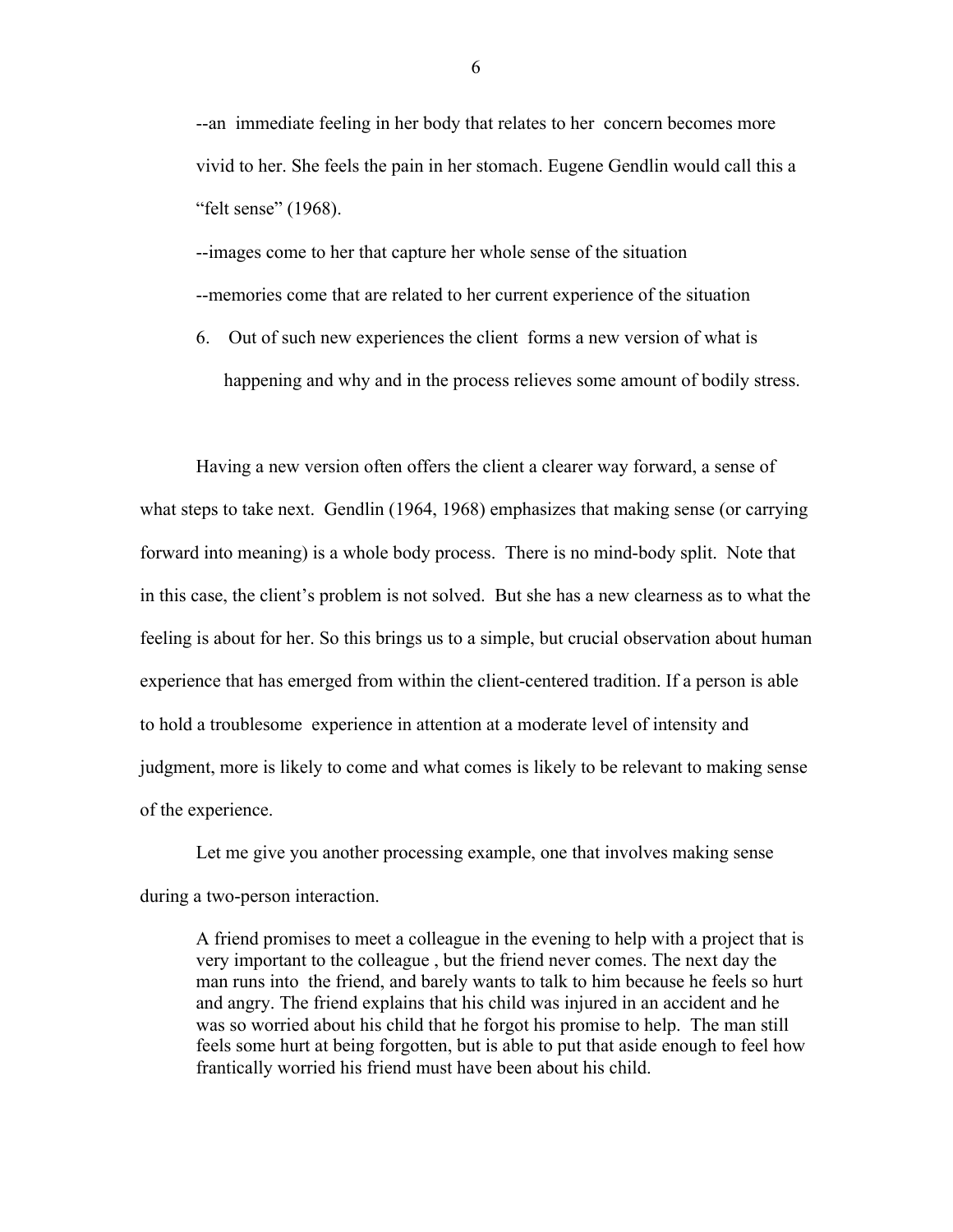--an immediate feeling in her body that relates to her concern becomes more vivid to her. She feels the pain in her stomach. Eugene Gendlin would call this a "felt sense" (1968).

--images come to her that capture her whole sense of the situation

--memories come that are related to her current experience of the situation

6. Out of such new experiences the client forms a new version of what is happening and why and in the process relieves some amount of bodily stress.

Having a new version often offers the client a clearer way forward, a sense of what steps to take next. Gendlin (1964, 1968) emphasizes that making sense (or carrying forward into meaning) is a whole body process. There is no mind-body split. Note that in this case, the client's problem is not solved. But she has a new clearness as to what the feeling is about for her. So this brings us to a simple, but crucial observation about human experience that has emerged from within the client-centered tradition. If a person is able to hold a troublesome experience in attention at a moderate level of intensity and judgment, more is likely to come and what comes is likely to be relevant to making sense of the experience.

Let me give you another processing example, one that involves making sense during a two-person interaction.

> A friend promises to meet a colleague in the evening to help with a project that is very important to the colleague , but the friend never comes. The next day the man runs into the friend, and barely wants to talk to him because he feels so hurt and angry. The friend explains that his child was injured in an accident and he was so worried about his child that he forgot his promise to help. The man still feels some hurt at being forgotten, but is able to put that aside enough to feel how frantically worried his friend must have been about his child.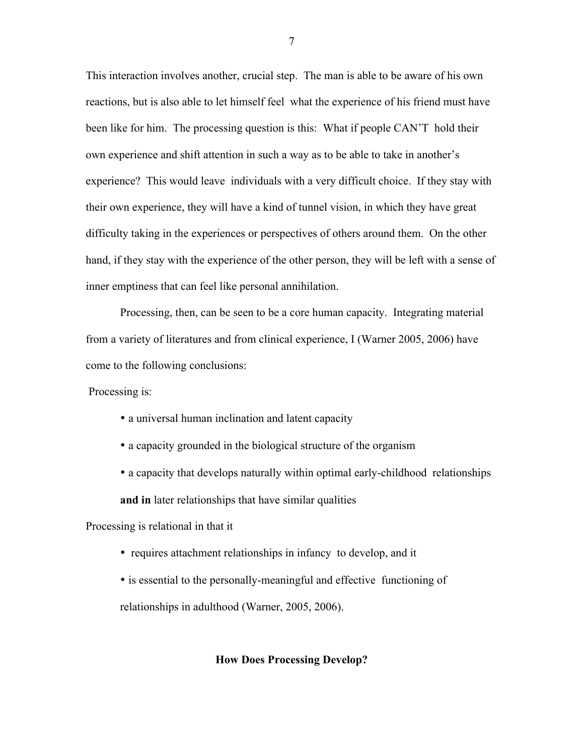This interaction involves another, crucial step. The man is able to be aware of his own reactions, but is also able to let himself feel what the experience of his friend must have been like for him. The processing question is this: What if people CAN'T hold their own experience and shift attention in such a way as to be able to take in another's experience? This would leave individuals with a very difficult choice. If they stay with their own experience, they will have a kind of tunnel vision, in which they have great difficulty taking in the experiences or perspectives of others around them. On the other hand, if they stay with the experience of the other person, they will be left with a sense of inner emptiness that can feel like personal annihilation.

Processing, then, can be seen to be a core human capacity. Integrating material from a variety of literatures and from clinical experience, I (Warner 2005, 2006) have come to the following conclusions:

Processing is:

- a universal human inclination and latent capacity
- a capacity grounded in the biological structure of the organism
- a capacity that develops naturally within optimal early-childhood relationships **and in** later relationships that have similar qualities

Processing is relational in that it

- requires attachment relationships in infancy to develop, and it
- is essential to the personally-meaningful and effective functioning of relationships in adulthood (Warner, 2005, 2006).

## How Does Processing Develop?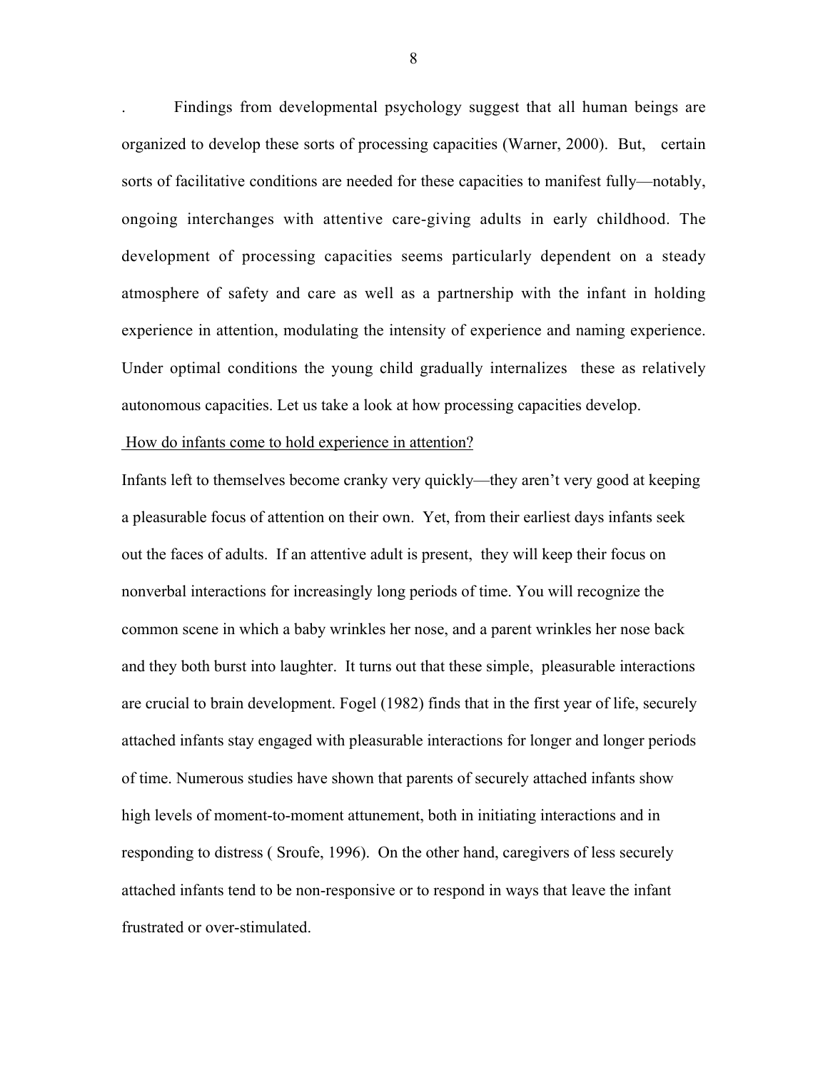. Findings from developmental psychology suggest that all human beings are organized to develop these sorts of processing capacities (Warner, 2000). But, certain sorts of facilitative conditions are needed for these capacities to manifest fully—notably, ongoing interchanges with attentive care-giving adults in early childhood. The development of processing capacities seems particularly dependent on a steady atmosphere of safety and care as well as a partnership with the infant in holding experience in attention, modulating the intensity of experience and naming experience. Under optimal conditions the young child gradually internalizes these as relatively autonomous capacities. Let us take a look at how processing capacities develop.

<u>How do infants come to hold experience in attention?</u>

Infants left to themselves become cranky very quickly—they aren't very good at keeping a pleasurable focus of attention on their own. Yet, from their earliest days infants seek out the faces of adults. If an attentive adult is present, they will keep their focus on nonverbal interactions for increasingly long periods of time. You will recognize the common scene in which a baby wrinkles her nose, and a parent wrinkles her nose back and they both burst into laughter. It turns out that these simple, pleasurable interactions are crucial to brain development. Fogel (1982) finds that in the first year of life, securely attached infants stay engaged with pleasurable interactions for longer and longer periods of time. Numerous studies have shown that parents of securely attached infants show high levels of moment-to-moment attunement, both in initiating interactions and in responding to distress ( Sroufe, 1996). On the other hand, caregivers of less securely attached infants tend to be non-responsive or to respond in ways that leave the infant frustrated or over-stimulated.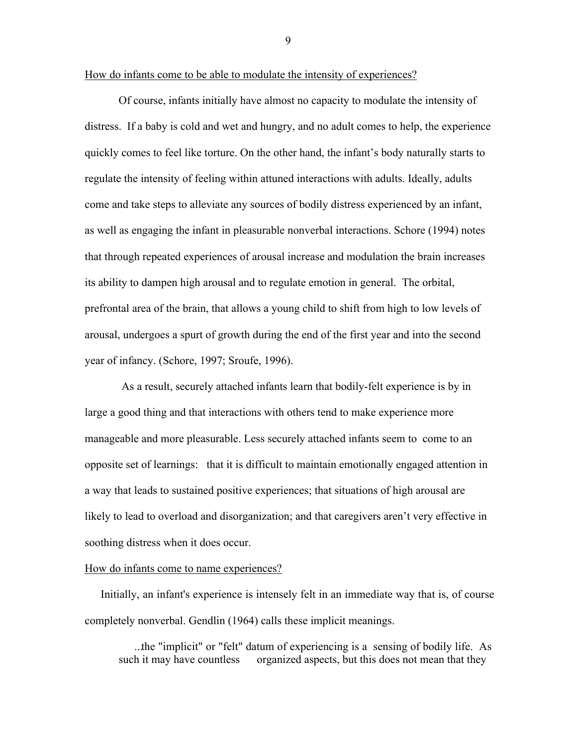<u>How do infants come to be able to modulate the intensity of experiences?</u>

Of course, infants initially have almost no capacity to modulate the intensity of distress. If a baby is cold and wet and hungry, and no adult comes to help, the experience quickly comes to feel like torture. On the other hand, the infant's body naturally starts to regulate the intensity of feeling within attuned interactions with adults. Ideally, adults come and take steps to alleviate any sources of bodily distress experienced by an infant, as well as engaging the infant in pleasurable nonverbal interactions. Schore (1994) notes that through repeated experiences of arousal increase and modulation the brain increases its ability to dampen high arousal and to regulate emotion in general. The orbital, prefrontal area of the brain, that allows a young child to shift from high to low levels of arousal, undergoes a spurt of growth during the end of the first year and into the second year of infancy. (Schore, 1997; Sroufe, 1996).

As a result, securely attached infants learn that bodily-felt experience is by in large a good thing and that interactions with others tend to make experience more manageable and more pleasurable. Less securely attached infants seem to come to an opposite set of learnings: that it is difficult to maintain emotionally engaged attention in a way that leads to sustained positive experiences; that situations of high arousal are likely to lead to overload and disorganization; and that caregivers aren't very effective in soothing distress when it does occur.

<u>How do infants come to name experiences?</u>

Initially, an infant's experience is intensely felt in an immediate way that is, of course completely nonverbal. Gendlin (1964) calls these implicit meanings.

> ...the "implicit" or "felt" datum of experiencing is a sensing of bodily life. As such it may have countless organized aspects, but this does not mean that they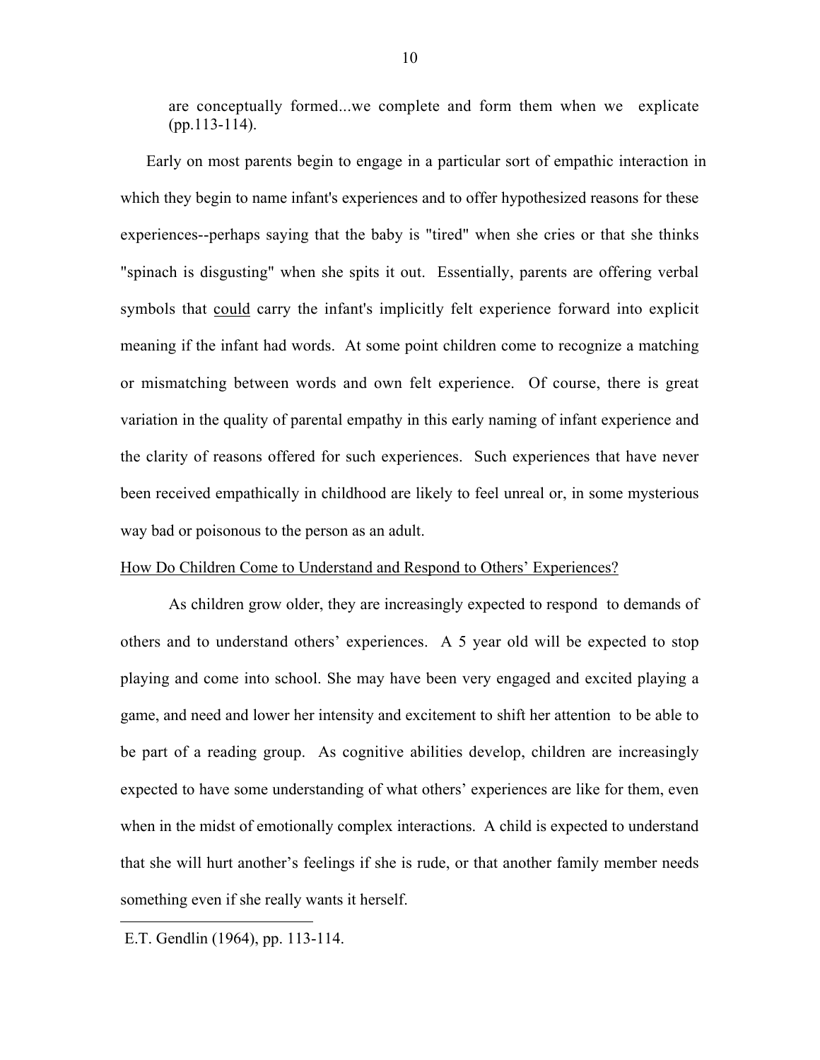are conceptually formed...we complete and form them when we explicate (pp.113-114).

Early on most parents begin to engage in a particular sort of empathic interaction in which they begin to name infant's experiences and to offer hypothesized reasons for these experiences--perhaps saying that the baby is "tired" when she cries or that she thinks "spinach is disgusting" when she spits it out. Essentially, parents are offering verbal symbols that <u>could</u> carry the infant's implicitly felt experience forward into explicit meaning if the infant had words. At some point children come to recognize a matching or mismatching between words and own felt experience. Of course, there is great variation in the quality of parental empathy in this early naming of infant experience and the clarity of reasons offered for such experiences. Such experiences that have never been received empathically in childhood are likely to feel unreal or, in some mysterious way bad or poisonous to the person as an adult.

<u>How Do Children Come to Understand and Respond to Others' Experiences?</u>

As children grow older, they are increasingly expected to respond to demands of others and to understand others' experiences. A 5 year old will be expected to stop playing and come into school. She may have been very engaged and excited playing a game, and need and lower her intensity and excitement to shift her attention to be able to be part of a reading group. As cognitive abilities develop, children are increasingly expected to have some understanding of what others' experiences are like for them, even when in the midst of emotionally complex interactions. A child is expected to understand that she will hurt another's feelings if she is rude, or that another family member needs something even if she really wants it herself.

---

E.T. Gendlin (1964), pp. 113-114.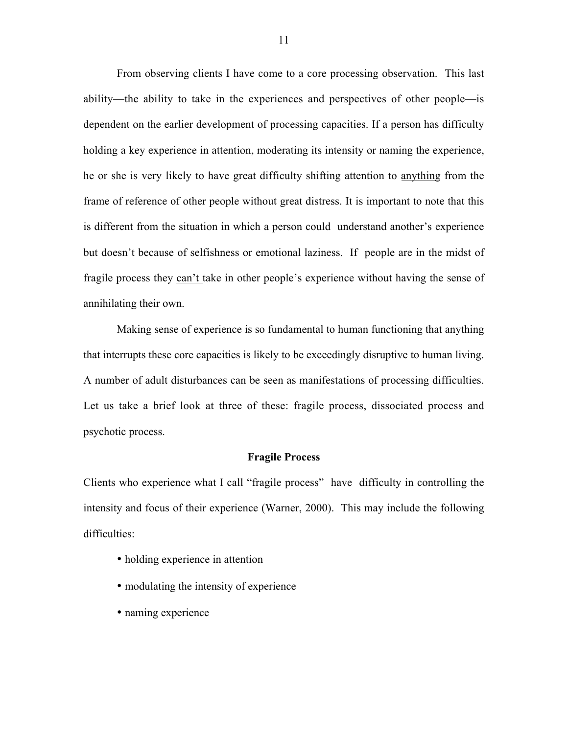From observing clients I have come to a core processing observation. This last ability—the ability to take in the experiences and perspectives of other people—is dependent on the earlier development of processing capacities. If a person has difficulty holding a key experience in attention, moderating its intensity or naming the experience, he or she is very likely to have great difficulty shifting attention to <u>anything</u> from the frame of reference of other people without great distress. It is important to note that this is different from the situation in which a person could understand another's experience but doesn't because of selfishness or emotional laziness. If people are in the midst of fragile process they <u>can't</u> take in other people's experience without having the sense of annihilating their own.

Making sense of experience is so fundamental to human functioning that anything that interrupts these core capacities is likely to be exceedingly disruptive to human living. A number of adult disturbances can be seen as manifestations of processing difficulties. Let us take a brief look at three of these: fragile process, dissociated process and psychotic process.

### Fragile Process

Clients who experience what I call "fragile process" have difficulty in controlling the intensity and focus of their experience (Warner, 2000). This may include the following difficulties:

- holding experience in attention
- modulating the intensity of experience
- naming experience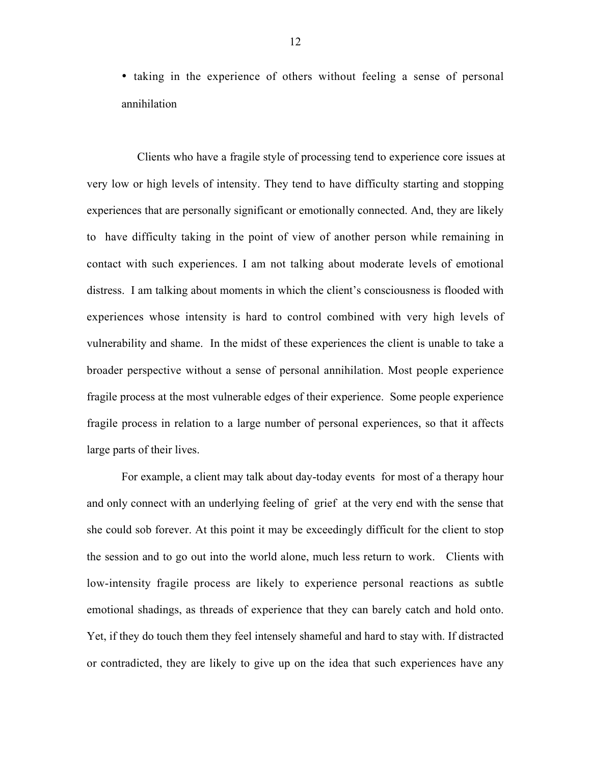- taking in the experience of others without feeling a sense of personal annihilation

Clients who have a fragile style of processing tend to experience core issues at very low or high levels of intensity. They tend to have difficulty starting and stopping experiences that are personally significant or emotionally connected. And, they are likely to have difficulty taking in the point of view of another person while remaining in contact with such experiences. I am not talking about moderate levels of emotional distress. I am talking about moments in which the client's consciousness is flooded with experiences whose intensity is hard to control combined with very high levels of vulnerability and shame. In the midst of these experiences the client is unable to take a broader perspective without a sense of personal annihilation. Most people experience fragile process at the most vulnerable edges of their experience. Some people experience fragile process in relation to a large number of personal experiences, so that it affects large parts of their lives.

For example, a client may talk about day-today events for most of a therapy hour and only connect with an underlying feeling of grief at the very end with the sense that she could sob forever. At this point it may be exceedingly difficult for the client to stop the session and to go out into the world alone, much less return to work. Clients with low-intensity fragile process are likely to experience personal reactions as subtle emotional shadings, as threads of experience that they can barely catch and hold onto. Yet, if they do touch them they feel intensely shameful and hard to stay with. If distracted or contradicted, they are likely to give up on the idea that such experiences have any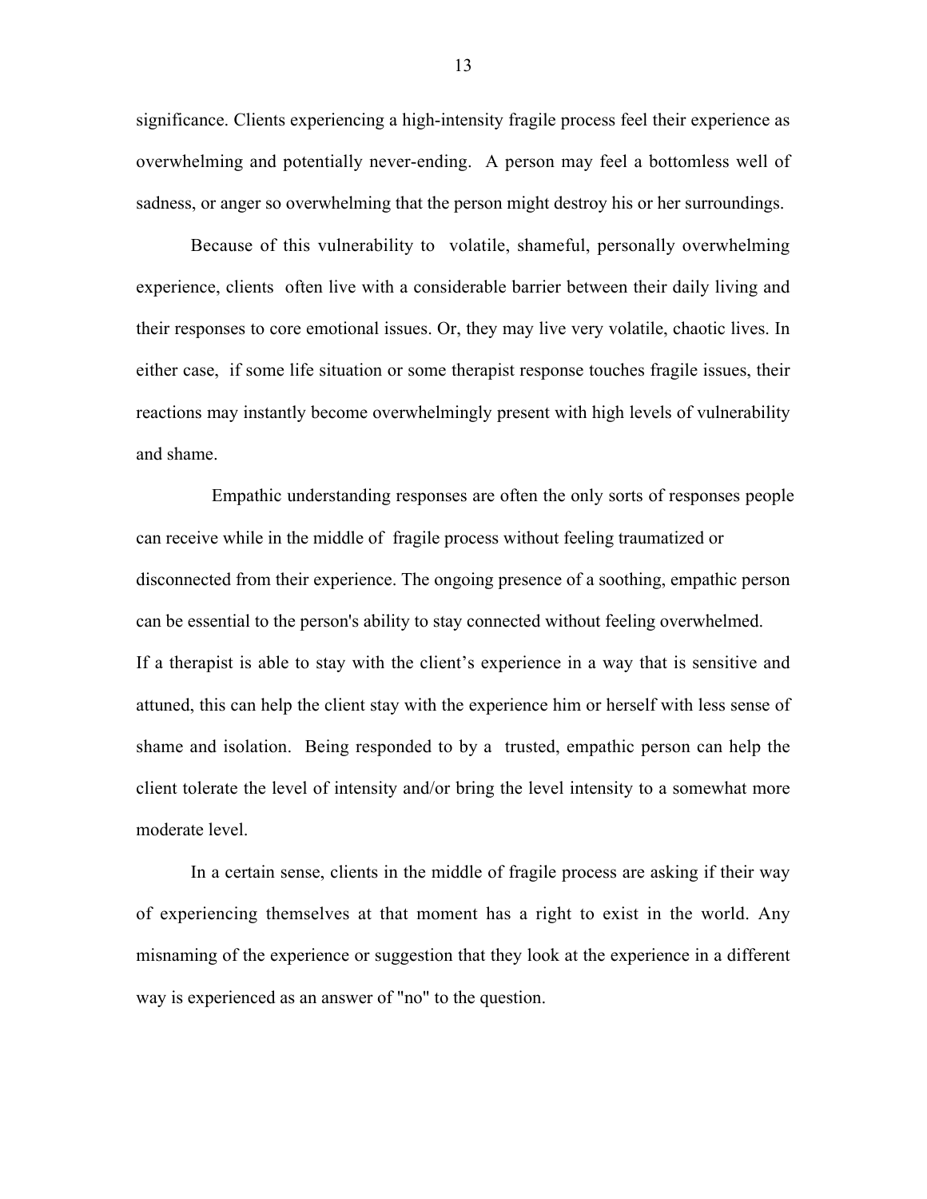significance. Clients experiencing a high-intensity fragile process feel their experience as overwhelming and potentially never-ending. A person may feel a bottomless well of sadness, or anger so overwhelming that the person might destroy his or her surroundings.

Because of this vulnerability to volatile, shameful, personally overwhelming experience, clients often live with a considerable barrier between their daily living and their responses to core emotional issues. Or, they may live very volatile, chaotic lives. In either case, if some life situation or some therapist response touches fragile issues, their reactions may instantly become overwhelmingly present with high levels of vulnerability and shame.

Empathic understanding responses are often the only sorts of responses people can receive while in the middle of fragile process without feeling traumatized or disconnected from their experience. The ongoing presence of a soothing, empathic person can be essential to the person's ability to stay connected without feeling overwhelmed. If a therapist is able to stay with the client's experience in a way that is sensitive and attuned, this can help the client stay with the experience him or herself with less sense of shame and isolation. Being responded to by a trusted, empathic person can help the client tolerate the level of intensity and/or bring the level intensity to a somewhat more moderate level.

In a certain sense, clients in the middle of fragile process are asking if their way of experiencing themselves at that moment has a right to exist in the world. Any misnaming of the experience or suggestion that they look at the experience in a different way is experienced as an answer of "no" to the question.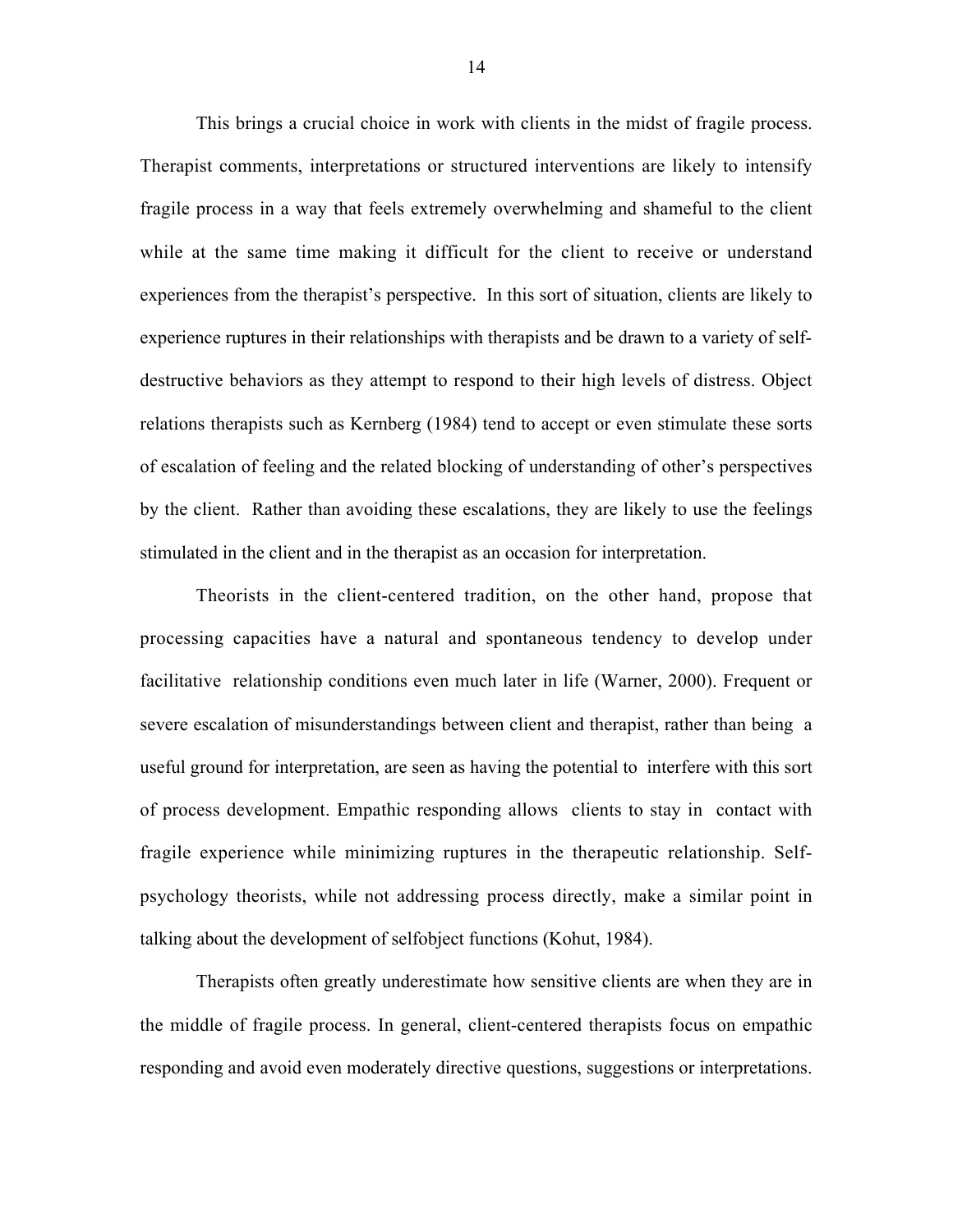This brings a crucial choice in work with clients in the midst of fragile process. Therapist comments, interpretations or structured interventions are likely to intensify fragile process in a way that feels extremely overwhelming and shameful to the client while at the same time making it difficult for the client to receive or understand experiences from the therapist's perspective. In this sort of situation, clients are likely to experience ruptures in their relationships with therapists and be drawn to a variety of self-destructive behaviors as they attempt to respond to their high levels of distress. Object relations therapists such as Kernberg (1984) tend to accept or even stimulate these sorts of escalation of feeling and the related blocking of understanding of other's perspectives by the client. Rather than avoiding these escalations, they are likely to use the feelings stimulated in the client and in the therapist as an occasion for interpretation.

Theorists in the client-centered tradition, on the other hand, propose that processing capacities have a natural and spontaneous tendency to develop under facilitative relationship conditions even much later in life (Warner, 2000). Frequent or severe escalation of misunderstandings between client and therapist, rather than being a useful ground for interpretation, are seen as having the potential to interfere with this sort of process development. Empathic responding allows clients to stay in contact with fragile experience while minimizing ruptures in the therapeutic relationship. Self-psychology theorists, while not addressing process directly, make a similar point in talking about the development of selfobject functions (Kohut, 1984).

Therapists often greatly underestimate how sensitive clients are when they are in the middle of fragile process. In general, client-centered therapists focus on empathic responding and avoid even moderately directive questions, suggestions or interpretations.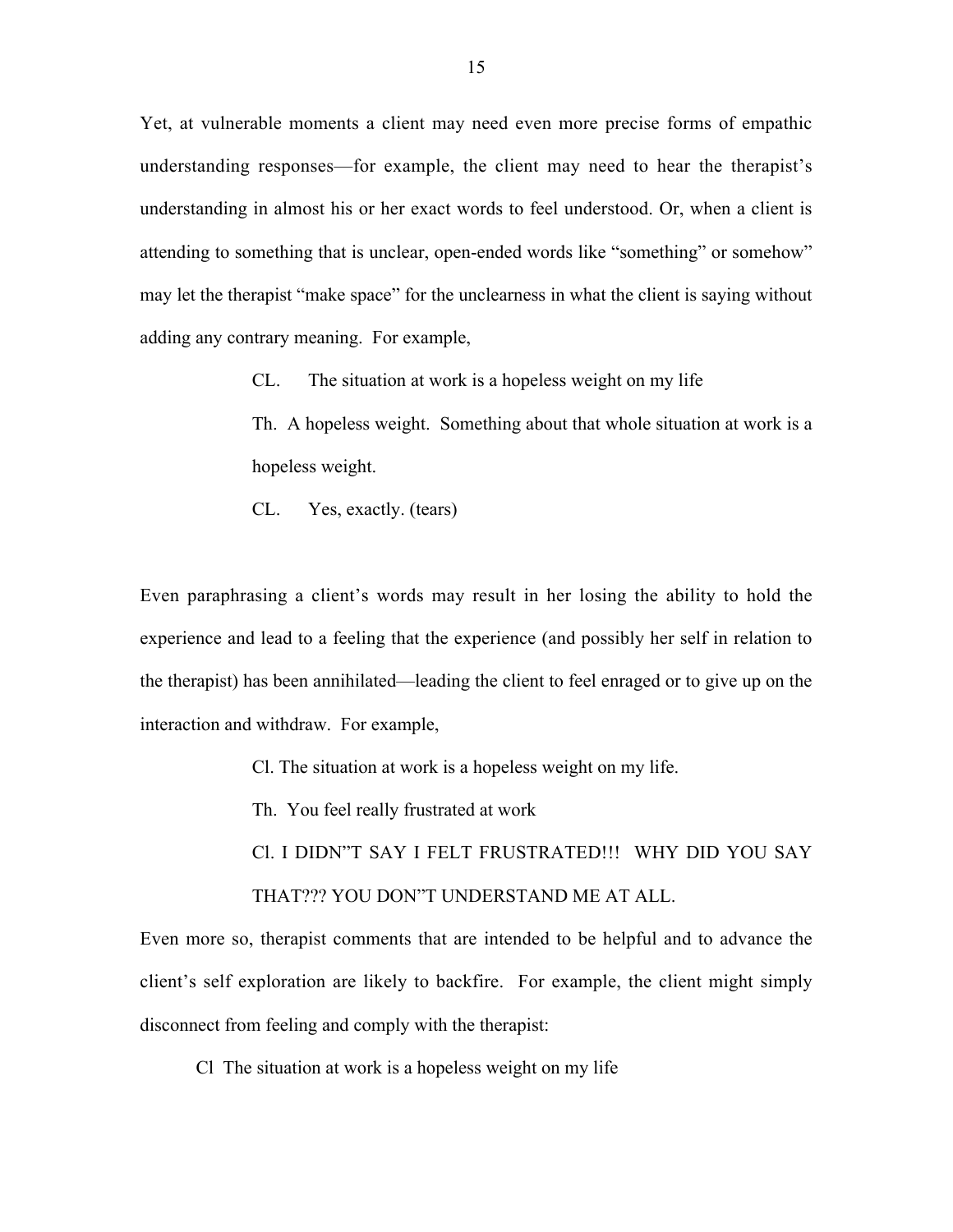Yet, at vulnerable moments a client may need even more precise forms of empathic understanding responses—for example, the client may need to hear the therapist's understanding in almost his or her exact words to feel understood. Or, when a client is attending to something that is unclear, open-ended words like "something" or somehow" may let the therapist "make space" for the unclearness in what the client is saying without adding any contrary meaning. For example,

> CL. The situation at work is a hopeless weight on my life
>
> Th. A hopeless weight. Something about that whole situation at work is a hopeless weight.
>
> CL. Yes, exactly. (tears)

Even paraphrasing a client's words may result in her losing the ability to hold the experience and lead to a feeling that the experience (and possibly her self in relation to the therapist) has been annihilated—leading the client to feel enraged or to give up on the interaction and withdraw. For example,

> Cl. The situation at work is a hopeless weight on my life.
>
> Th. You feel really frustrated at work
>
> Cl. I DIDN"T SAY I FELT FRUSTRATED!!! WHY DID YOU SAY THAT??? YOU DON"T UNDERSTAND ME AT ALL.

Even more so, therapist comments that are intended to be helpful and to advance the client's self exploration are likely to backfire. For example, the client might simply disconnect from feeling and comply with the therapist:

> Cl The situation at work is a hopeless weight on my life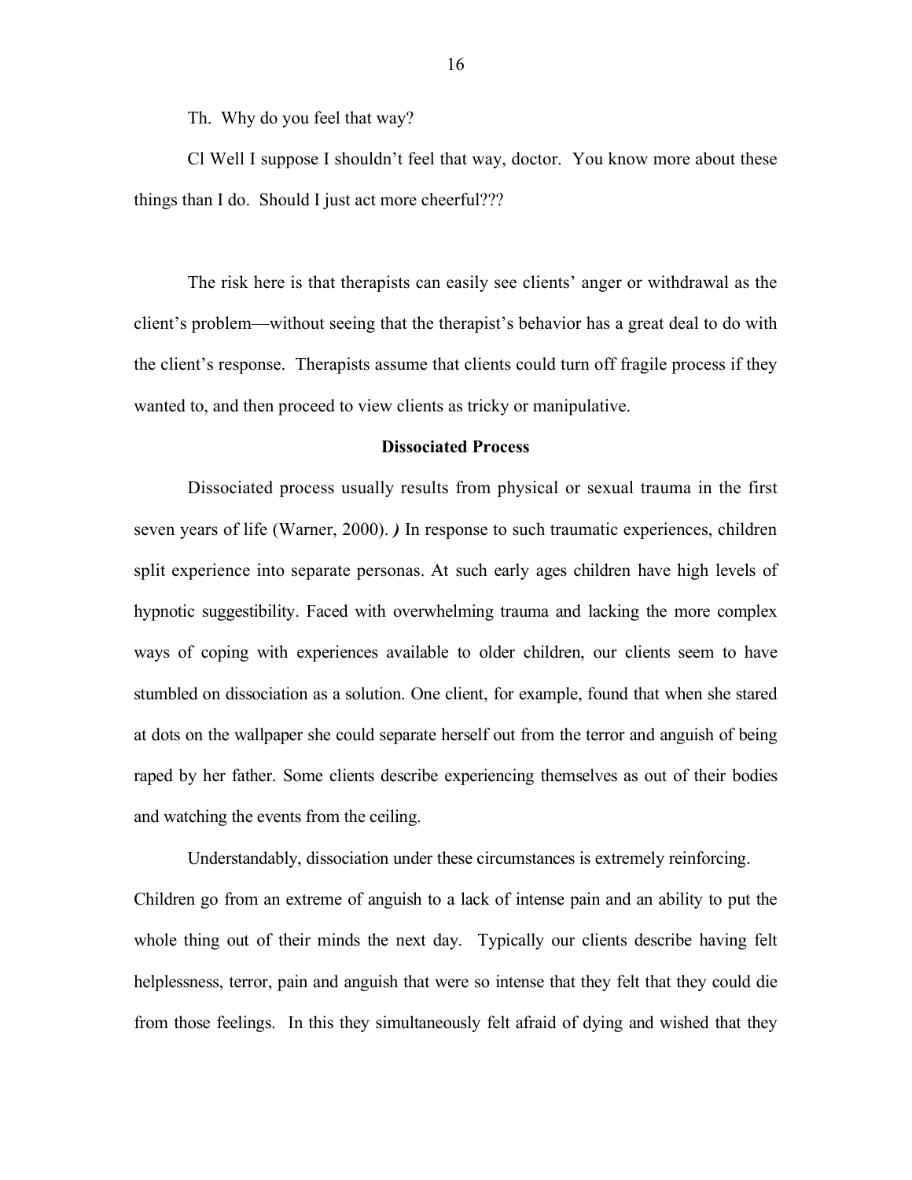Th. Why do you feel that way?

Cl Well I suppose I shouldn't feel that way, doctor. You know more about these things than I do. Should I just act more cheerful???

The risk here is that therapists can easily see clients' anger or withdrawal as the client's problem—without seeing that the therapist's behavior has a great deal to do with the client's response. Therapists assume that clients could turn off fragile process if they wanted to, and then proceed to view clients as tricky or manipulative.

### Dissociated Process

Dissociated process usually results from physical or sexual trauma in the first seven years of life (Warner, 2000). ***)*** In response to such traumatic experiences, children split experience into separate personas. At such early ages children have high levels of hypnotic suggestibility. Faced with overwhelming trauma and lacking the more complex ways of coping with experiences available to older children, our clients seem to have stumbled on dissociation as a solution. One client, for example, found that when she stared at dots on the wallpaper she could separate herself out from the terror and anguish of being raped by her father. Some clients describe experiencing themselves as out of their bodies and watching the events from the ceiling.

Understandably, dissociation under these circumstances is extremely reinforcing. Children go from an extreme of anguish to a lack of intense pain and an ability to put the whole thing out of their minds the next day. Typically our clients describe having felt helplessness, terror, pain and anguish that were so intense that they felt that they could die from those feelings. In this they simultaneously felt afraid of dying and wished that they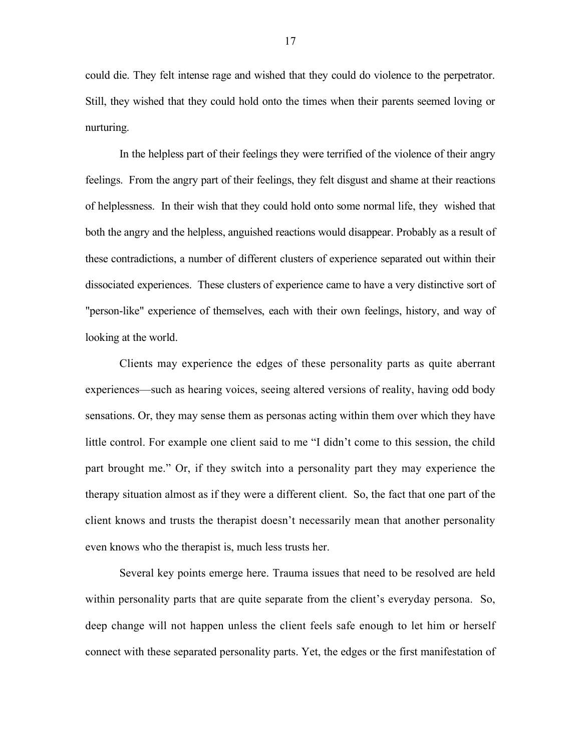could die. They felt intense rage and wished that they could do violence to the perpetrator. Still, they wished that they could hold onto the times when their parents seemed loving or nurturing.

In the helpless part of their feelings they were terrified of the violence of their angry feelings. From the angry part of their feelings, they felt disgust and shame at their reactions of helplessness. In their wish that they could hold onto some normal life, they wished that both the angry and the helpless, anguished reactions would disappear. Probably as a result of these contradictions, a number of different clusters of experience separated out within their dissociated experiences. These clusters of experience came to have a very distinctive sort of "person-like" experience of themselves, each with their own feelings, history, and way of looking at the world.

Clients may experience the edges of these personality parts as quite aberrant experiences—such as hearing voices, seeing altered versions of reality, having odd body sensations. Or, they may sense them as personas acting within them over which they have little control. For example one client said to me "I didn't come to this session, the child part brought me." Or, if they switch into a personality part they may experience the therapy situation almost as if they were a different client. So, the fact that one part of the client knows and trusts the therapist doesn't necessarily mean that another personality even knows who the therapist is, much less trusts her.

Several key points emerge here. Trauma issues that need to be resolved are held within personality parts that are quite separate from the client's everyday persona. So, deep change will not happen unless the client feels safe enough to let him or herself connect with these separated personality parts. Yet, the edges or the first manifestation of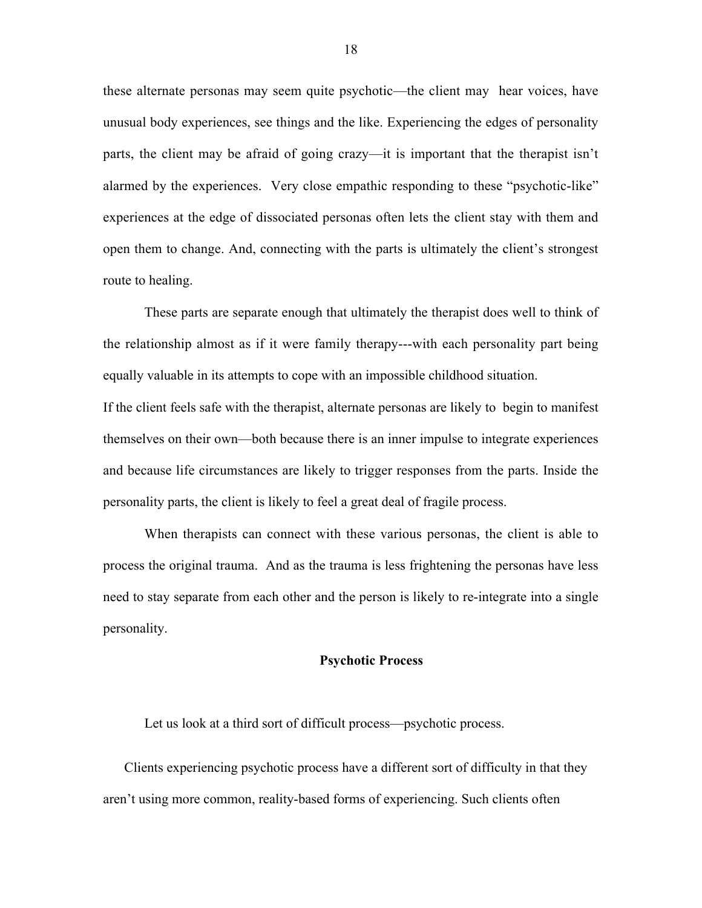these alternate personas may seem quite psychotic—the client may hear voices, have unusual body experiences, see things and the like. Experiencing the edges of personality parts, the client may be afraid of going crazy—it is important that the therapist isn't alarmed by the experiences. Very close empathic responding to these "psychotic-like" experiences at the edge of dissociated personas often lets the client stay with them and open them to change. And, connecting with the parts is ultimately the client's strongest route to healing.

These parts are separate enough that ultimately the therapist does well to think of the relationship almost as if it were family therapy---with each personality part being equally valuable in its attempts to cope with an impossible childhood situation.

If the client feels safe with the therapist, alternate personas are likely to begin to manifest themselves on their own—both because there is an inner impulse to integrate experiences and because life circumstances are likely to trigger responses from the parts. Inside the personality parts, the client is likely to feel a great deal of fragile process.

When therapists can connect with these various personas, the client is able to process the original trauma. And as the trauma is less frightening the personas have less need to stay separate from each other and the person is likely to re-integrate into a single personality.

**Psychotic Process**

Let us look at a third sort of difficult process—psychotic process.

Clients experiencing psychotic process have a different sort of difficulty in that they aren't using more common, reality-based forms of experiencing. Such clients often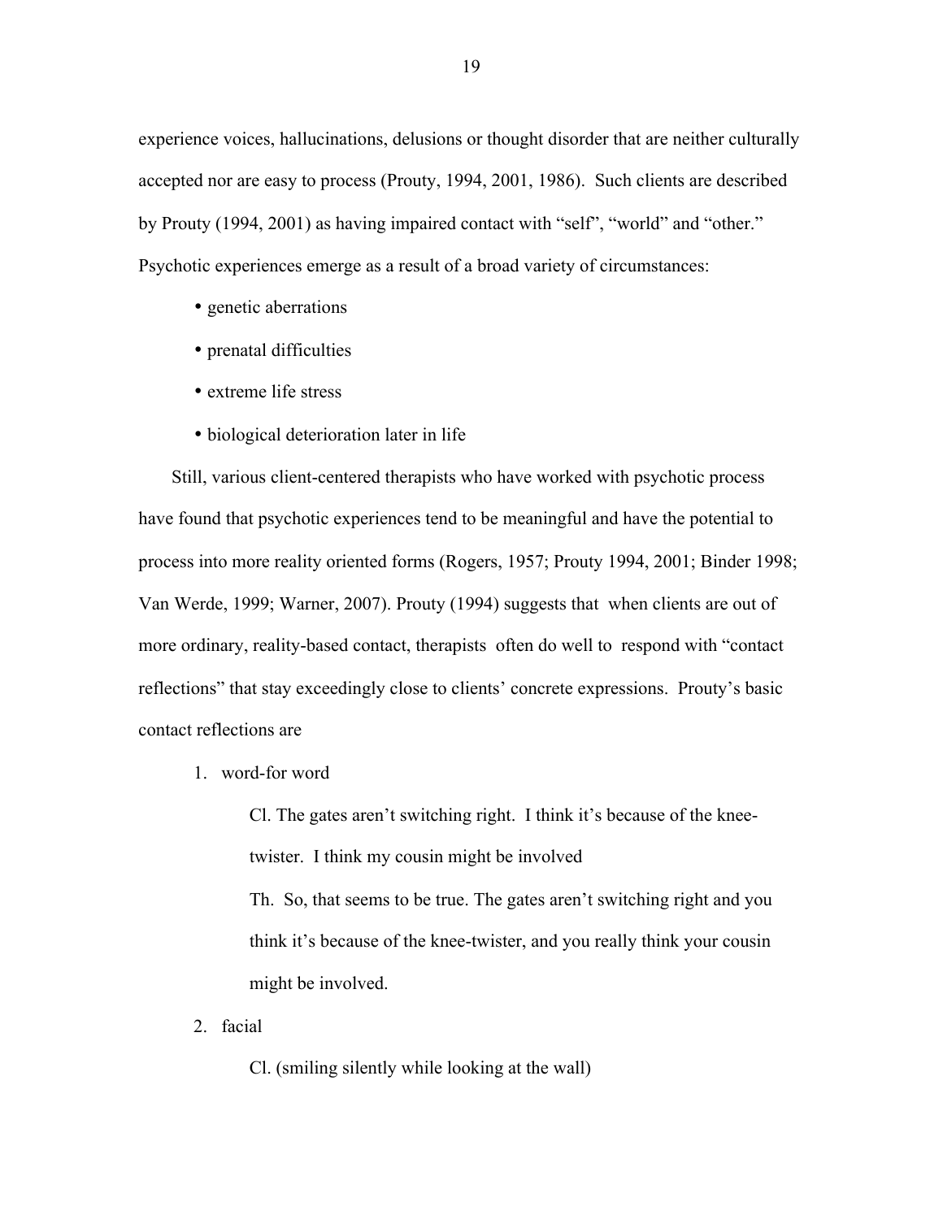experience voices, hallucinations, delusions or thought disorder that are neither culturally accepted nor are easy to process (Prouty, 1994, 2001, 1986). Such clients are described by Prouty (1994, 2001) as having impaired contact with "self", "world" and "other." Psychotic experiences emerge as a result of a broad variety of circumstances:

- genetic aberrations
- prenatal difficulties
- extreme life stress
- biological deterioration later in life

Still, various client-centered therapists who have worked with psychotic process have found that psychotic experiences tend to be meaningful and have the potential to process into more reality oriented forms (Rogers, 1957; Prouty 1994, 2001; Binder 1998; Van Werde, 1999; Warner, 2007). Prouty (1994) suggests that when clients are out of more ordinary, reality-based contact, therapists often do well to respond with "contact reflections" that stay exceedingly close to clients' concrete expressions. Prouty's basic contact reflections are

1. word-for word

    Cl. The gates aren't switching right. I think it's because of the knee-twister. I think my cousin might be involved

    Th. So, that seems to be true. The gates aren't switching right and you think it's because of the knee-twister, and you really think your cousin might be involved.

2. facial

    Cl. (smiling silently while looking at the wall)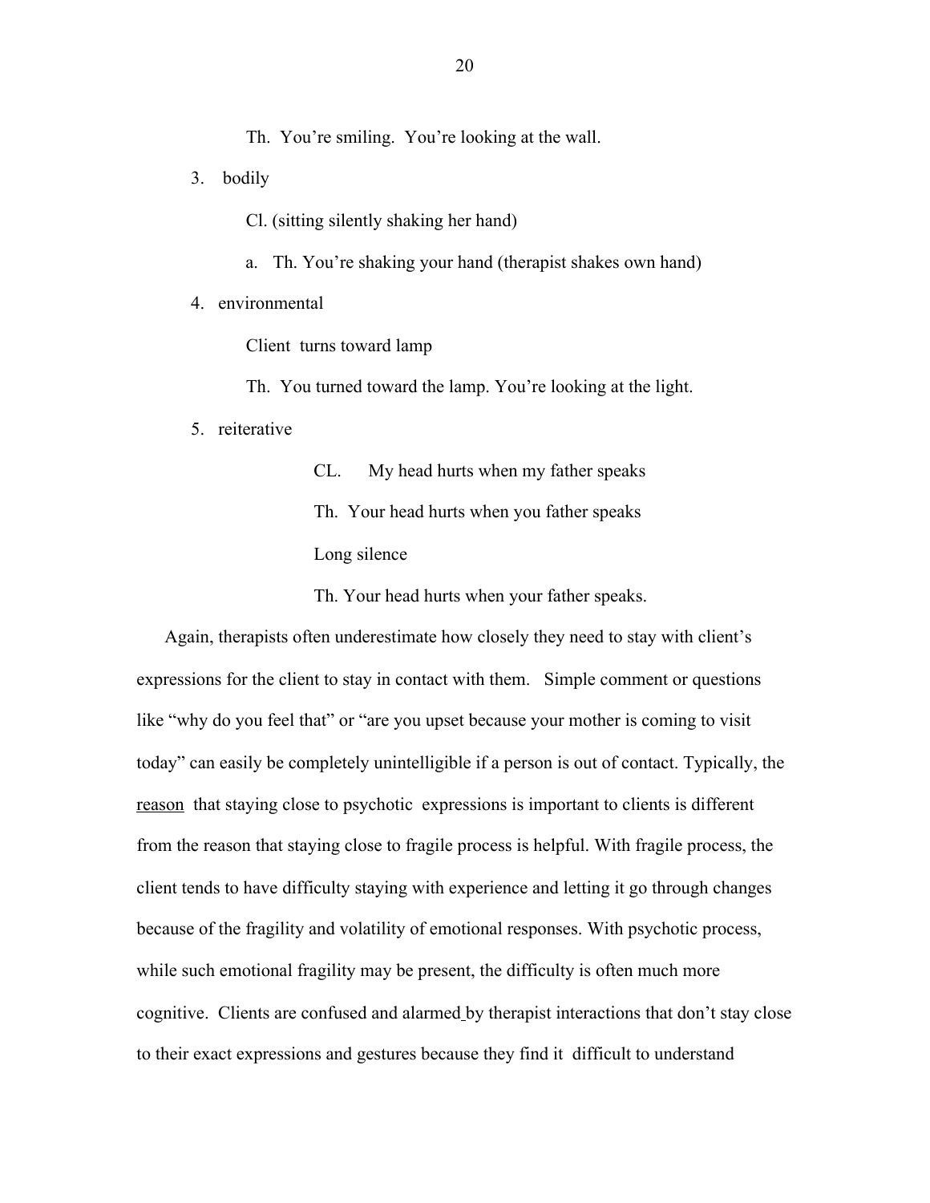Th. You're smiling. You're looking at the wall.

3. bodily

   Cl. (sitting silently shaking her hand)

   a. Th. You're shaking your hand (therapist shakes own hand)

4. environmental

   Client turns toward lamp

   Th. You turned toward the lamp. You're looking at the light.

5. reiterative

   CL. My head hurts when my father speaks

   Th. Your head hurts when you father speaks

   Long silence

   Th. Your head hurts when your father speaks.

Again, therapists often underestimate how closely they need to stay with client's expressions for the client to stay in contact with them. Simple comment or questions like "why do you feel that" or "are you upset because your mother is coming to visit today" can easily be completely unintelligible if a person is out of contact. Typically, the <u>reason</u> that staying close to psychotic expressions is important to clients is different from the reason that staying close to fragile process is helpful. With fragile process, the client tends to have difficulty staying with experience and letting it go through changes because of the fragility and volatility of emotional responses. With psychotic process, while such emotional fragility may be present, the difficulty is often much more cognitive. Clients are confused and alarmed by therapist interactions that don't stay close to their exact expressions and gestures because they find it difficult to understand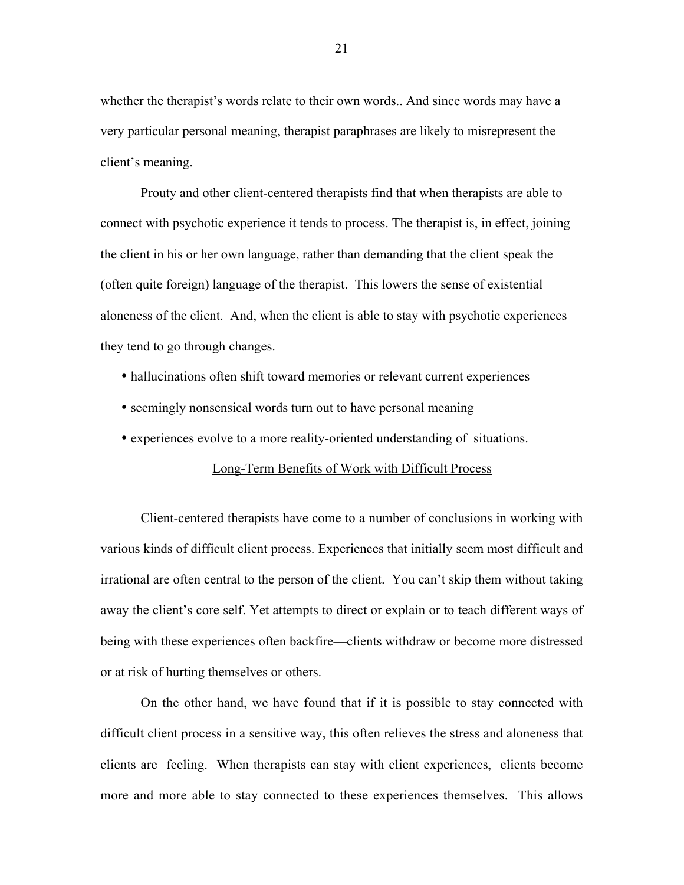whether the therapist's words relate to their own words.. And since words may have a very particular personal meaning, therapist paraphrases are likely to misrepresent the client's meaning.

Prouty and other client-centered therapists find that when therapists are able to connect with psychotic experience it tends to process. The therapist is, in effect, joining the client in his or her own language, rather than demanding that the client speak the (often quite foreign) language of the therapist. This lowers the sense of existential aloneness of the client. And, when the client is able to stay with psychotic experiences they tend to go through changes.

- hallucinations often shift toward memories or relevant current experiences
- seemingly nonsensical words turn out to have personal meaning
- experiences evolve to a more reality-oriented understanding of situations.

## Long-Term Benefits of Work with Difficult Process

Client-centered therapists have come to a number of conclusions in working with various kinds of difficult client process. Experiences that initially seem most difficult and irrational are often central to the person of the client. You can't skip them without taking away the client's core self. Yet attempts to direct or explain or to teach different ways of being with these experiences often backfire—clients withdraw or become more distressed or at risk of hurting themselves or others.

On the other hand, we have found that if it is possible to stay connected with difficult client process in a sensitive way, this often relieves the stress and aloneness that clients are feeling. When therapists can stay with client experiences, clients become more and more able to stay connected to these experiences themselves. This allows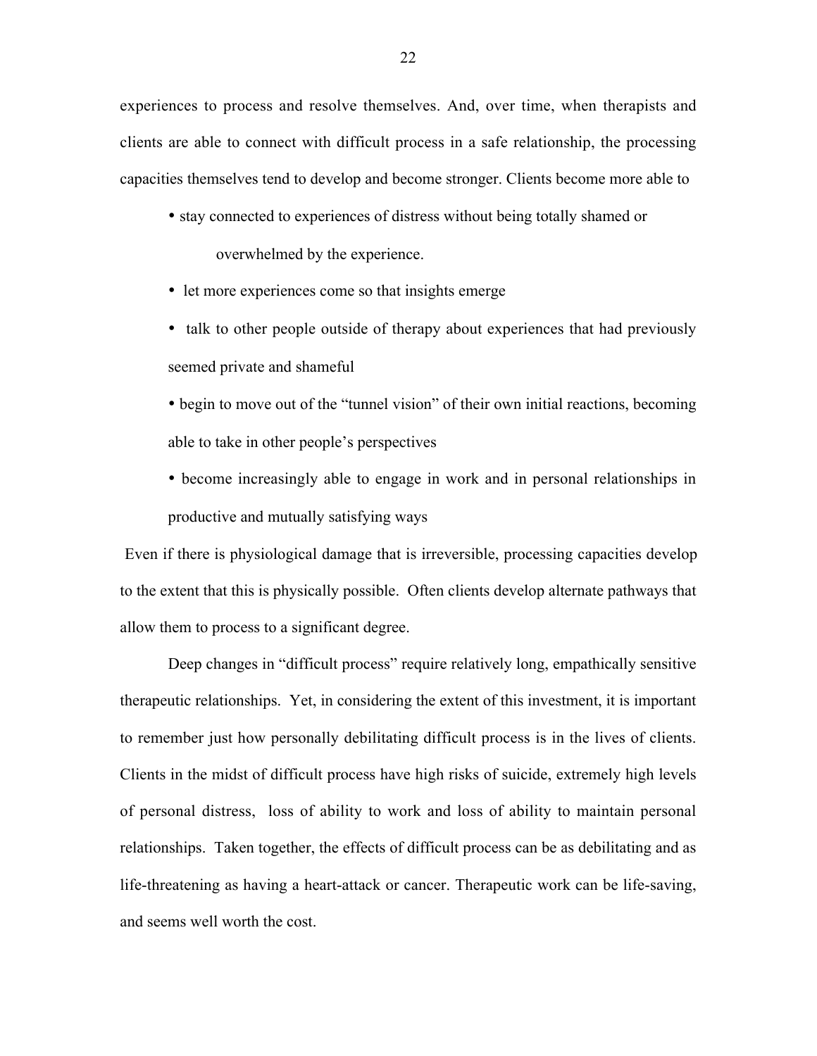experiences to process and resolve themselves. And, over time, when therapists and clients are able to connect with difficult process in a safe relationship, the processing capacities themselves tend to develop and become stronger. Clients become more able to

- stay connected to experiences of distress without being totally shamed or overwhelmed by the experience.
- let more experiences come so that insights emerge
- talk to other people outside of therapy about experiences that had previously seemed private and shameful
- begin to move out of the "tunnel vision" of their own initial reactions, becoming able to take in other people's perspectives
- become increasingly able to engage in work and in personal relationships in productive and mutually satisfying ways

Even if there is physiological damage that is irreversible, processing capacities develop to the extent that this is physically possible. Often clients develop alternate pathways that allow them to process to a significant degree.

Deep changes in "difficult process" require relatively long, empathically sensitive therapeutic relationships. Yet, in considering the extent of this investment, it is important to remember just how personally debilitating difficult process is in the lives of clients. Clients in the midst of difficult process have high risks of suicide, extremely high levels of personal distress, loss of ability to work and loss of ability to maintain personal relationships. Taken together, the effects of difficult process can be as debilitating and as life-threatening as having a heart-attack or cancer. Therapeutic work can be life-saving, and seems well worth the cost.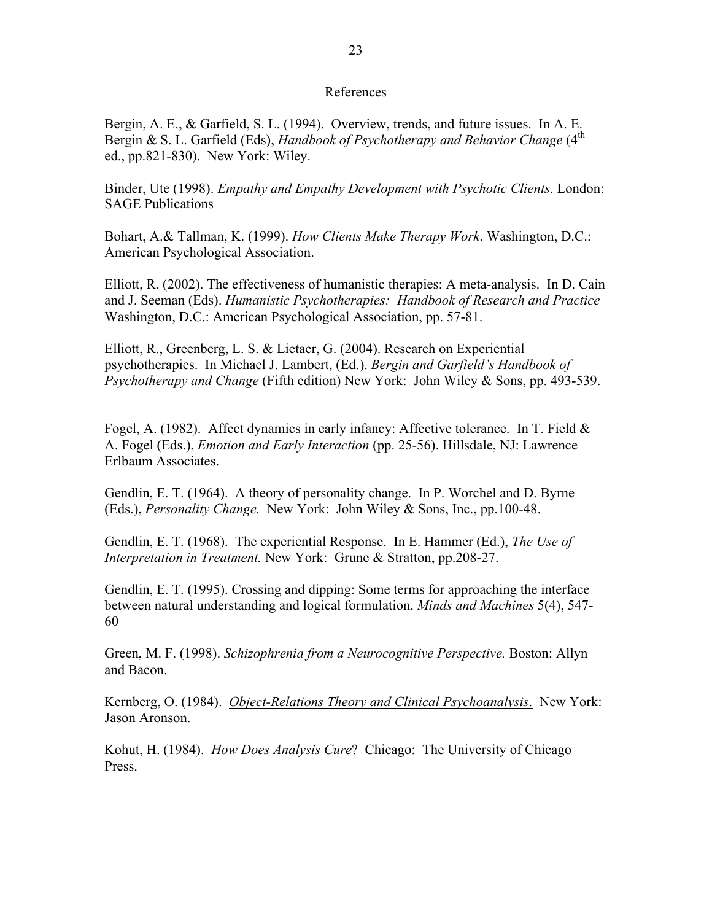# References

Bergin, A. E., & Garfield, S. L. (1994). Overview, trends, and future issues. In A. E. Bergin & S. L. Garfield (Eds), *Handbook of Psychotherapy and Behavior Change* (4th ed., pp.821-830). New York: Wiley.

Binder, Ute (1998). *Empathy and Empathy Development with Psychotic Clients*. London: SAGE Publications

Bohart, A.& Tallman, K. (1999). *How Clients Make Therapy Work*. Washington, D.C.: American Psychological Association.

Elliott, R. (2002). The effectiveness of humanistic therapies: A meta-analysis. In D. Cain and J. Seeman (Eds). *Humanistic Psychotherapies: Handbook of Research and Practice* Washington, D.C.: American Psychological Association, pp. 57-81.

Elliott, R., Greenberg, L. S. & Lietaer, G. (2004). Research on Experiential psychotherapies. In Michael J. Lambert, (Ed.). *Bergin and Garfield's Handbook of Psychotherapy and Change* (Fifth edition) New York: John Wiley & Sons, pp. 493-539.

Fogel, A. (1982). Affect dynamics in early infancy: Affective tolerance. In T. Field & A. Fogel (Eds.), *Emotion and Early Interaction* (pp. 25-56). Hillsdale, NJ: Lawrence Erlbaum Associates.

Gendlin, E. T. (1964). A theory of personality change. In P. Worchel and D. Byrne (Eds.), *Personality Change.* New York: John Wiley & Sons, Inc., pp.100-48.

Gendlin, E. T. (1968). The experiential Response. In E. Hammer (Ed.), *The Use of Interpretation in Treatment.* New York: Grune & Stratton, pp.208-27.

Gendlin, E. T. (1995). Crossing and dipping: Some terms for approaching the interface between natural understanding and logical formulation. *Minds and Machines* 5(4), 547-60

Green, M. F. (1998). *Schizophrenia from a Neurocognitive Perspective.* Boston: Allyn and Bacon.

Kernberg, O. (1984). *Object-Relations Theory and Clinical Psychoanalysis*. New York: Jason Aronson.

Kohut, H. (1984). *How Does Analysis Cure*? Chicago: The University of Chicago Press.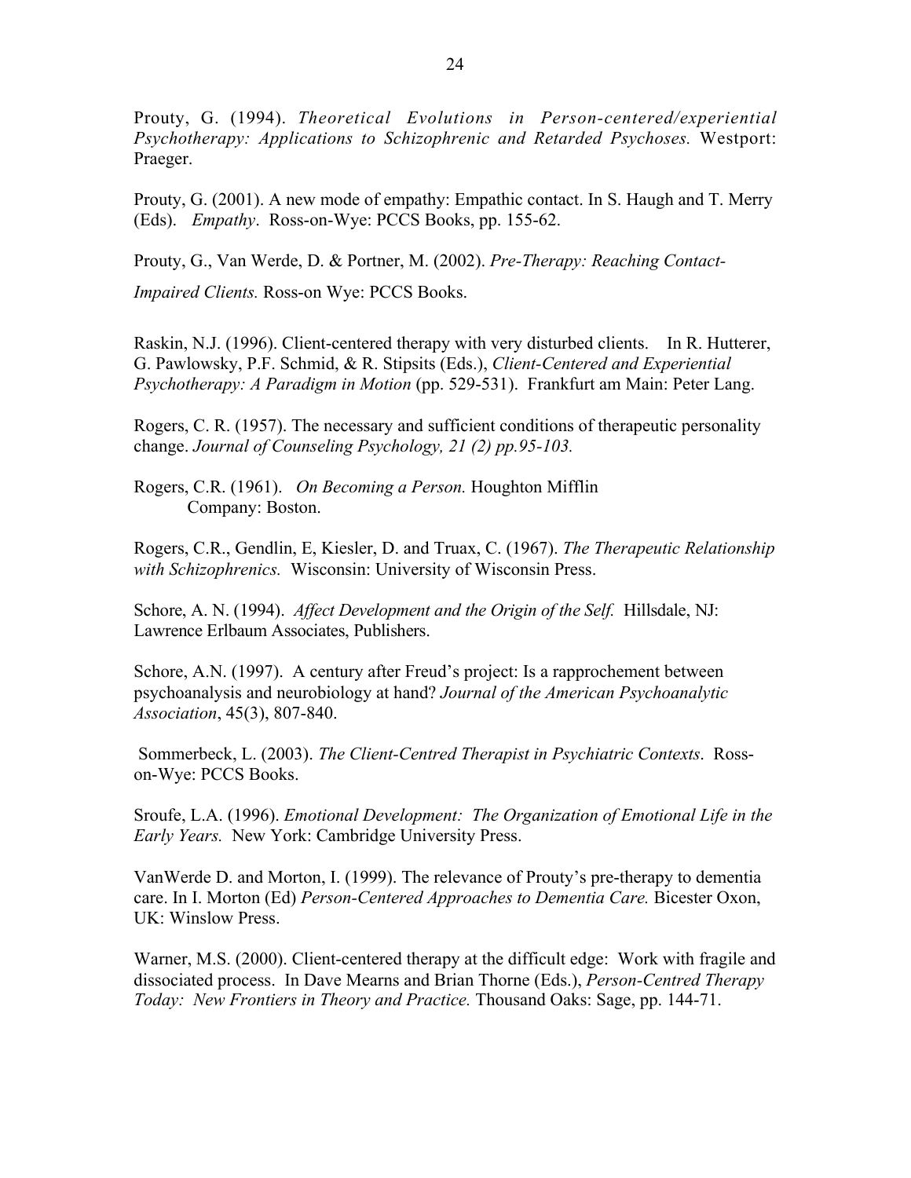Prouty, G. (1994). *Theoretical Evolutions in Person-centered/experiential Psychotherapy: Applications to Schizophrenic and Retarded Psychoses.* Westport: Praeger.

Prouty, G. (2001). A new mode of empathy: Empathic contact. In S. Haugh and T. Merry (Eds). *Empathy*. Ross-on-Wye: PCCS Books, pp. 155-62.

Prouty, G., Van Werde, D. & Portner, M. (2002). *Pre-Therapy: Reaching Contact-Impaired Clients.* Ross-on Wye: PCCS Books.

Raskin, N.J. (1996). Client-centered therapy with very disturbed clients. In R. Hutterer, G. Pawlowsky, P.F. Schmid, & R. Stipsits (Eds.), *Client-Centered and Experiential Psychotherapy: A Paradigm in Motion* (pp. 529-531). Frankfurt am Main: Peter Lang.

Rogers, C. R. (1957). The necessary and sufficient conditions of therapeutic personality change. *Journal of Counseling Psychology, 21 (2) pp.95-103.*

Rogers, C.R. (1961). *On Becoming a Person.* Houghton Mifflin Company: Boston.

Rogers, C.R., Gendlin, E, Kiesler, D. and Truax, C. (1967). *The Therapeutic Relationship with Schizophrenics.* Wisconsin: University of Wisconsin Press.

Schore, A. N. (1994). *Affect Development and the Origin of the Self.* Hillsdale, NJ: Lawrence Erlbaum Associates, Publishers.

Schore, A.N. (1997). A century after Freud's project: Is a rapprochement between psychoanalysis and neurobiology at hand? *Journal of the American Psychoanalytic Association*, 45(3), 807-840.

Sommerbeck, L. (2003). *The Client-Centred Therapist in Psychiatric Contexts*. Ross-on-Wye: PCCS Books.

Sroufe, L.A. (1996). *Emotional Development: The Organization of Emotional Life in the Early Years.* New York: Cambridge University Press.

VanWerde D. and Morton, I. (1999). The relevance of Prouty's pre-therapy to dementia care. In I. Morton (Ed) *Person-Centered Approaches to Dementia Care.* Bicester Oxon, UK: Winslow Press.

Warner, M.S. (2000). Client-centered therapy at the difficult edge: Work with fragile and dissociated process. In Dave Mearns and Brian Thorne (Eds.), *Person-Centred Therapy Today: New Frontiers in Theory and Practice.* Thousand Oaks: Sage, pp. 144-71.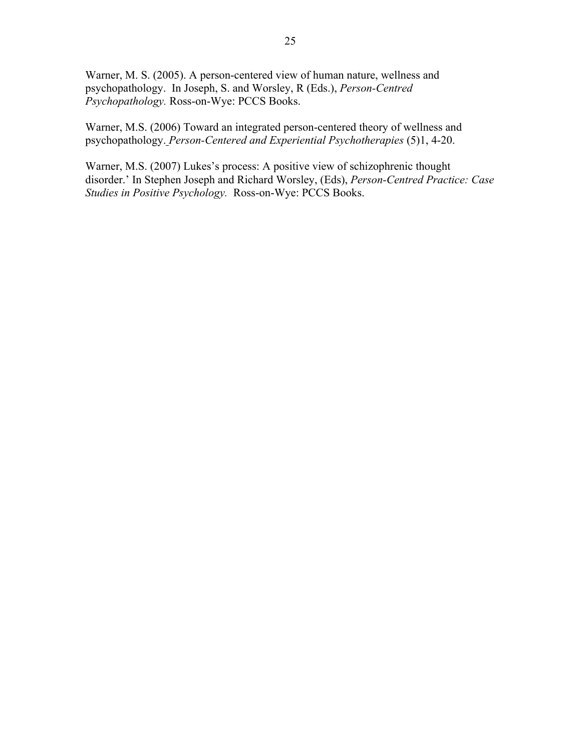Warner, M. S. (2005). A person-centered view of human nature, wellness and psychopathology. In Joseph, S. and Worsley, R (Eds.), *Person-Centred Psychopathology.* Ross-on-Wye: PCCS Books.

Warner, M.S. (2006) Toward an integrated person-centered theory of wellness and psychopathology. *Person-Centered and Experiential Psychotherapies* (5)1, 4-20.

Warner, M.S. (2007) Lukes's process: A positive view of schizophrenic thought disorder.' In Stephen Joseph and Richard Worsley, (Eds), *Person-Centred Practice: Case Studies in Positive Psychology.* Ross-on-Wye: PCCS Books.